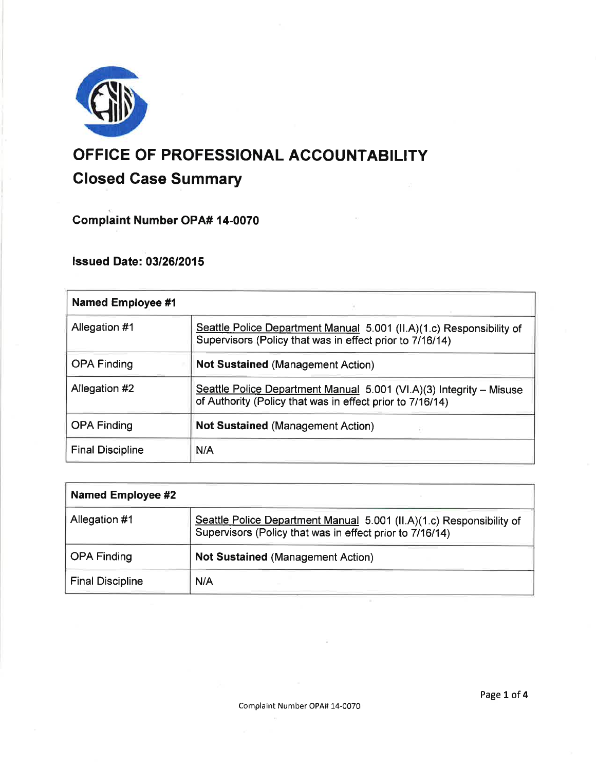# OFFICE OF PROFESSIONAL ACCOUNTABILITY

## Closed Case Summary

### Complaint Number OPA# 14-0070

### Issued Date: 03/26/2015

| Named Employee #1 | |
|---|---|
| Allegation #1 | Seattle Police Department Manual 5.001 (II.A)(1.c) Responsibility of Supervisors (Policy that was in effect prior to 7/16/14) |
| OPA Finding | **Not Sustained** (Management Action) |
| Allegation #2 | Seattle Police Department Manual 5.001 (VI.A)(3) Integrity – Misuse of Authority (Policy that was in effect prior to 7/16/14) |
| OPA Finding | **Not Sustained** (Management Action) |
| Final Discipline | N/A |

| Named Employee #2 | |
|---|---|
| Allegation #1 | Seattle Police Department Manual 5.001 (II.A)(1.c) Responsibility of Supervisors (Policy that was in effect prior to 7/16/14) |
| OPA Finding | **Not Sustained** (Management Action) |
| Final Discipline | N/A |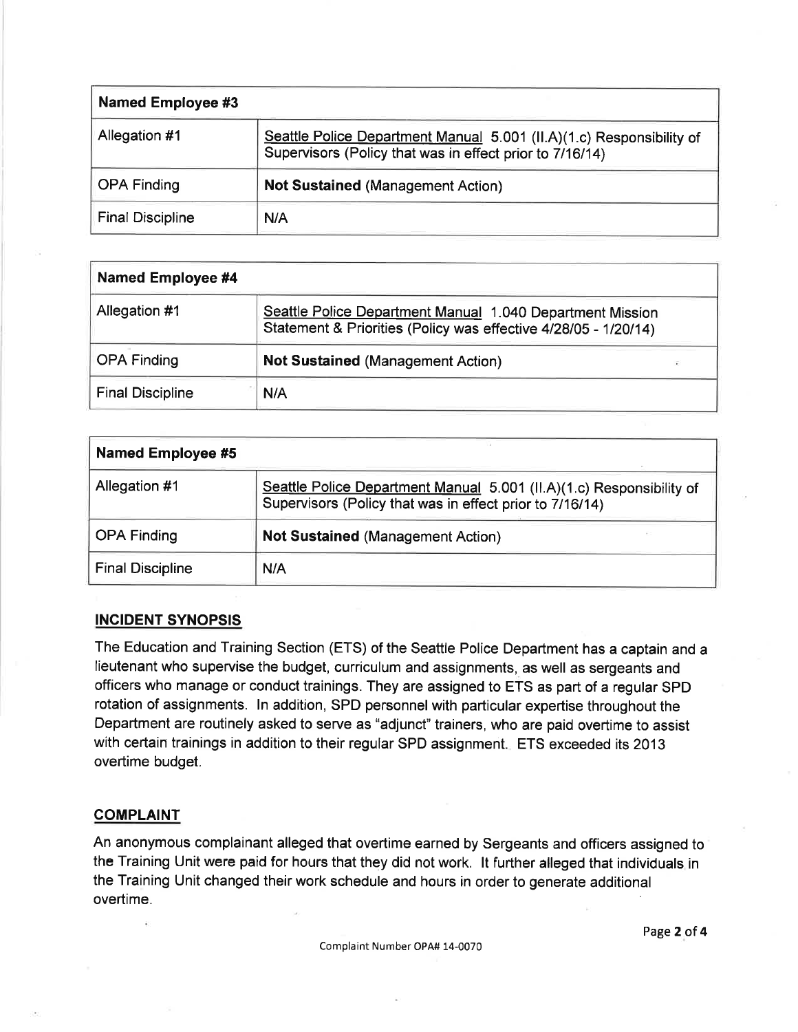| Named Employee #3 | |
|---|---|
| Allegation #1 | Seattle Police Department Manual 5.001 (II.A)(1.c) Responsibility of Supervisors (Policy that was in effect prior to 7/16/14) |
| OPA Finding | **Not Sustained** (Management Action) |
| Final Discipline | N/A |

| Named Employee #4 | |
|---|---|
| Allegation #1 | Seattle Police Department Manual 1.040 Department Mission Statement & Priorities (Policy was effective 4/28/05 - 1/20/14) |
| OPA Finding | **Not Sustained** (Management Action) |
| Final Discipline | N/A |

| Named Employee #5 | |
|---|---|
| Allegation #1 | Seattle Police Department Manual 5.001 (II.A)(1.c) Responsibility of Supervisors (Policy that was in effect prior to 7/16/14) |
| OPA Finding | **Not Sustained** (Management Action) |
| Final Discipline | N/A |

## INCIDENT SYNOPSIS

The Education and Training Section (ETS) of the Seattle Police Department has a captain and a lieutenant who supervise the budget, curriculum and assignments, as well as sergeants and officers who manage or conduct trainings. They are assigned to ETS as part of a regular SPD rotation of assignments. In addition, SPD personnel with particular expertise throughout the Department are routinely asked to serve as "adjunct" trainers, who are paid overtime to assist with certain trainings in addition to their regular SPD assignment. ETS exceeded its 2013 overtime budget.

## COMPLAINT

An anonymous complainant alleged that overtime earned by Sergeants and officers assigned to the Training Unit were paid for hours that they did not work. It further alleged that individuals in the Training Unit changed their work schedule and hours in order to generate additional overtime.

Complaint Number OPA# 14-0070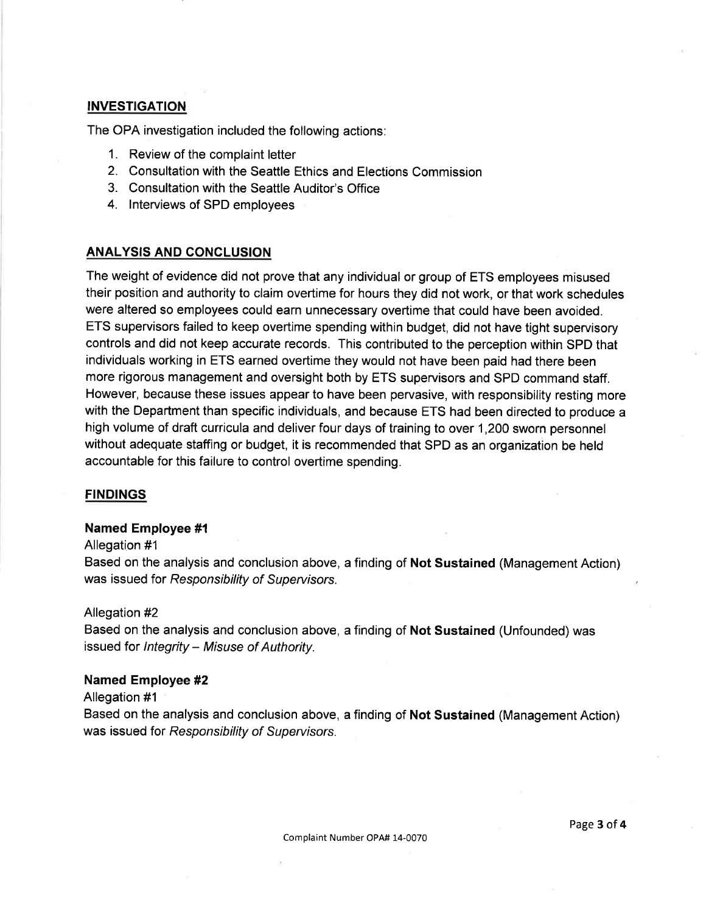## INVESTIGATION

The OPA investigation included the following actions:

1. Review of the complaint letter
2. Consultation with the Seattle Ethics and Elections Commission
3. Consultation with the Seattle Auditor's Office
4. Interviews of SPD employees

## ANALYSIS AND CONCLUSION

The weight of evidence did not prove that any individual or group of ETS employees misused their position and authority to claim overtime for hours they did not work, or that work schedules were altered so employees could earn unnecessary overtime that could have been avoided. ETS supervisors failed to keep overtime spending within budget, did not have tight supervisory controls and did not keep accurate records. This contributed to the perception within SPD that individuals working in ETS earned overtime they would not have been paid had there been more rigorous management and oversight both by ETS supervisors and SPD command staff. However, because these issues appear to have been pervasive, with responsibility resting more with the Department than specific individuals, and because ETS had been directed to produce a high volume of draft curricula and deliver four days of training to over 1,200 sworn personnel without adequate staffing or budget, it is recommended that SPD as an organization be held accountable for this failure to control overtime spending.

## FINDINGS

### Named Employee #1

Allegation #1

Based on the analysis and conclusion above, a finding of **Not Sustained** (Management Action) was issued for *Responsibility of Supervisors.*

Allegation #2

Based on the analysis and conclusion above, a finding of **Not Sustained** (Unfounded) was issued for *Integrity – Misuse of Authority.*

### Named Employee #2

Allegation #1

Based on the analysis and conclusion above, a finding of **Not Sustained** (Management Action) was issued for *Responsibility of Supervisors.*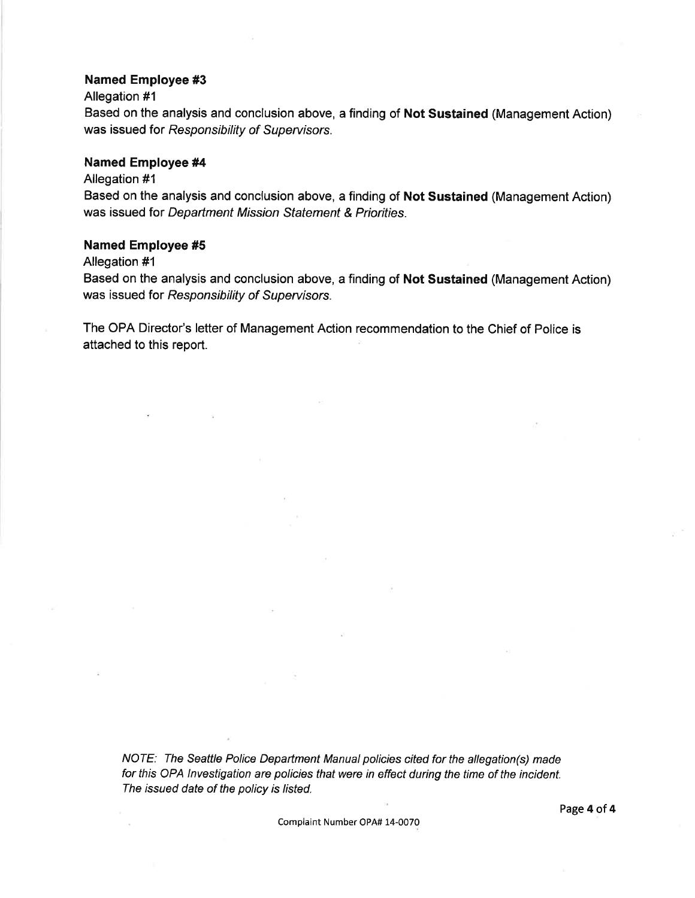**Named Employee #3**

Allegation #1

Based on the analysis and conclusion above, a finding of **Not Sustained** (Management Action) was issued for *Responsibility of Supervisors.*

**Named Employee #4**

Allegation #1

Based on the analysis and conclusion above, a finding of **Not Sustained** (Management Action) was issued for *Department Mission Statement & Priorities.*

**Named Employee #5**

Allegation #1

Based on the analysis and conclusion above, a finding of **Not Sustained** (Management Action) was issued for *Responsibility of Supervisors.*

The OPA Director's letter of Management Action recommendation to the Chief of Police is attached to this report.

*NOTE: The Seattle Police Department Manual policies cited for the allegation(s) made for this OPA Investigation are policies that were in effect during the time of the incident. The issued date of the policy is listed.*

Complaint Number OPA# 14-0070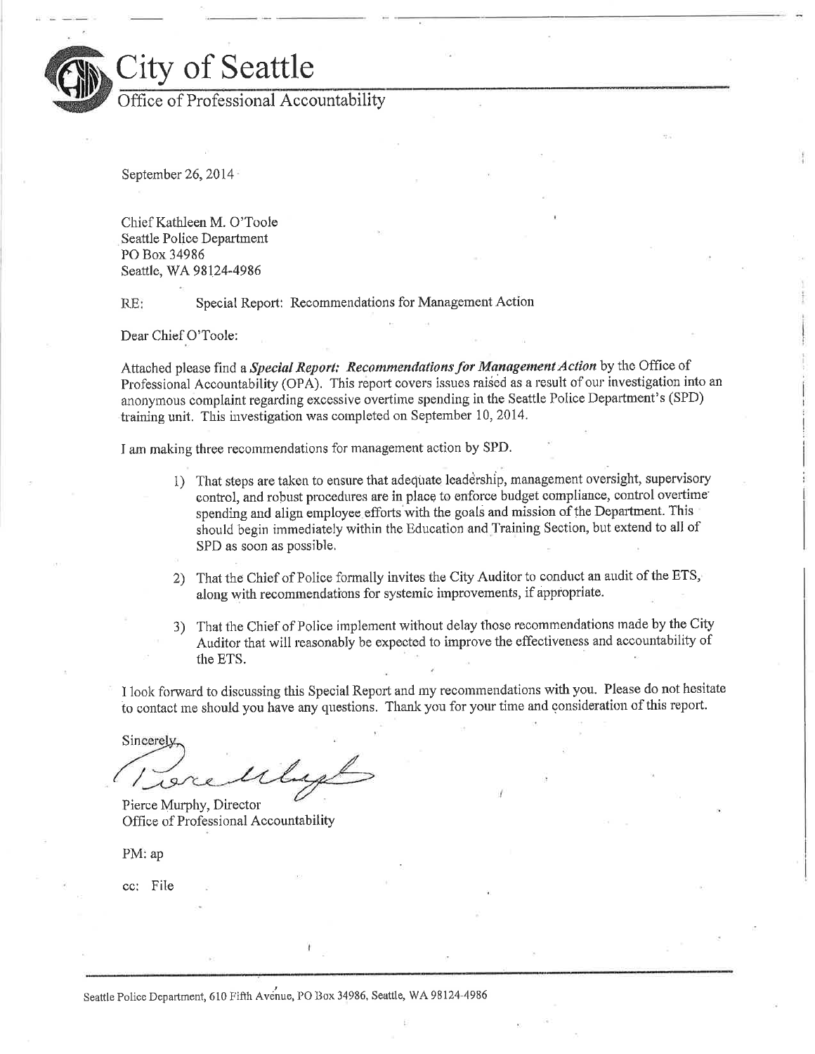# City of Seattle

Office of Professional Accountability

September 26, 2014

Chief Kathleen M. O'Toole
Seattle Police Department
PO Box 34986
Seattle, WA 98124-4986

RE: Special Report: Recommendations for Management Action

Dear Chief O'Toole:

Attached please find a ***Special Report: Recommendations for Management Action*** by the Office of Professional Accountability (OPA). This report covers issues raised as a result of our investigation into an anonymous complaint regarding excessive overtime spending in the Seattle Police Department's (SPD) training unit. This investigation was completed on September 10, 2014.

I am making three recommendations for management action by SPD.

1) That steps are taken to ensure that adequate leadership, management oversight, supervisory control, and robust procedures are in place to enforce budget compliance, control overtime spending and align employee efforts with the goals and mission of the Department. This should begin immediately within the Education and Training Section, but extend to all of SPD as soon as possible.

2) That the Chief of Police formally invites the City Auditor to conduct an audit of the ETS, along with recommendations for systemic improvements, if appropriate.

3) That the Chief of Police implement without delay those recommendations made by the City Auditor that will reasonably be expected to improve the effectiveness and accountability of the ETS.

I look forward to discussing this Special Report and my recommendations with you. Please do not hesitate to contact me should you have any questions. Thank you for your time and consideration of this report.

Sincerely,

Pierce Murphy, Director
Office of Professional Accountability

PM: ap

cc: File

Seattle Police Department, 610 Fifth Avenue, PO Box 34986, Seattle, WA 98124-4986